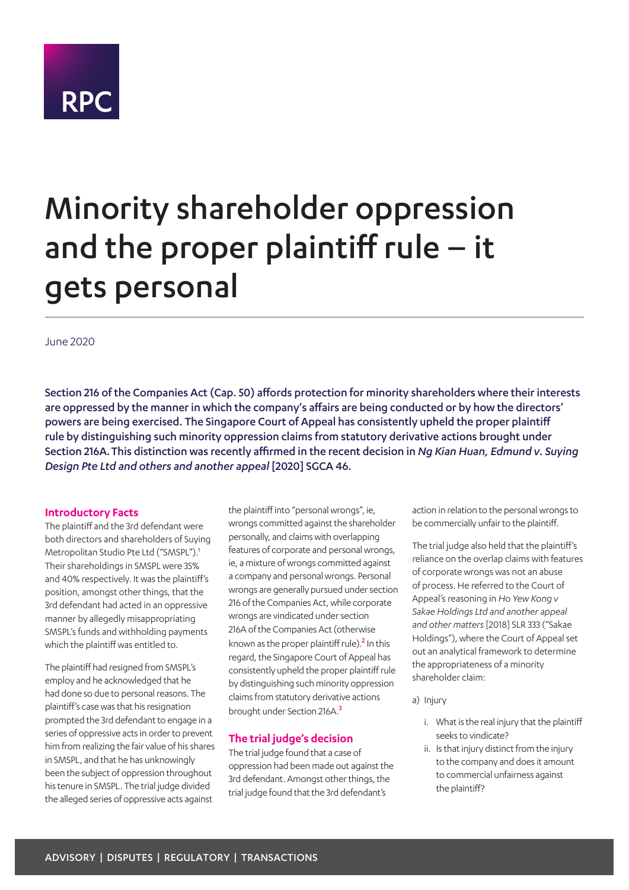RPC

# Minority shareholder oppression and the proper plaintiff rule – it gets personal

June 2020

**Section 216 of the Companies Act (Cap. 50) affords protection for minority shareholders where their interests are oppressed by the manner in which the company's affairs are being conducted or by how the directors' powers are being exercised. The Singapore Court of Appeal has consistently upheld the proper plaintiff rule by distinguishing such minority oppression claims from statutory derivative actions brought under Section 216A. This distinction was recently affirmed in the recent decision in *Ng Kian Huan, Edmund v. Suying Design Pte Ltd and others and another appeal* [2020] SGCA 46.**

## Introductory Facts

The plaintiff and the 3rd defendant were both directors and shareholders of Suying Metropolitan Studio Pte Ltd ("SMSPL").[1] Their shareholdings in SMSPL were 35% and 40% respectively. It was the plaintiff's position, amongst other things, that the 3rd defendant had acted in an oppressive manner by allegedly misappropriating SMSPL's funds and withholding payments which the plaintiff was entitled to.

The plaintiff had resigned from SMSPL's employ and he acknowledged that he had done so due to personal reasons. The plaintiff's case was that his resignation prompted the 3rd defendant to engage in a series of oppressive acts in order to prevent him from realizing the fair value of his shares in SMSPL, and that he has unknowingly been the subject of oppression throughout his tenure in SMSPL. The trial judge divided the alleged series of oppressive acts against the plaintiff into "personal wrongs", ie, wrongs committed against the shareholder personally, and claims with overlapping features of corporate and personal wrongs, ie, a mixture of wrongs committed against a company and personal wrongs. Personal wrongs are generally pursued under section 216 of the Companies Act, while corporate wrongs are vindicated under section 216A of the Companies Act (otherwise known as the proper plaintiff rule).[2] In this regard, the Singapore Court of Appeal has consistently upheld the proper plaintiff rule by distinguishing such minority oppression claims from statutory derivative actions brought under Section 216A.[3]

## The trial judge's decision

The trial judge found that a case of oppression had been made out against the 3rd defendant. Amongst other things, the trial judge found that the 3rd defendant's action in relation to the personal wrongs to be commercially unfair to the plaintiff.

The trial judge also held that the plaintiff's reliance on the overlap claims with features of corporate wrongs was not an abuse of process. He referred to the Court of Appeal's reasoning in *Ho Yew Kong v Sakae Holdings Ltd and another appeal and other matters* [2018] SLR 333 ("Sakae Holdings"), where the Court of Appeal set out an analytical framework to determine the appropriateness of a minority shareholder claim:

a) Injury

   i. What is the real injury that the plaintiff seeks to vindicate?
   ii. Is that injury distinct from the injury to the company and does it amount to commercial unfairness against the plaintiff?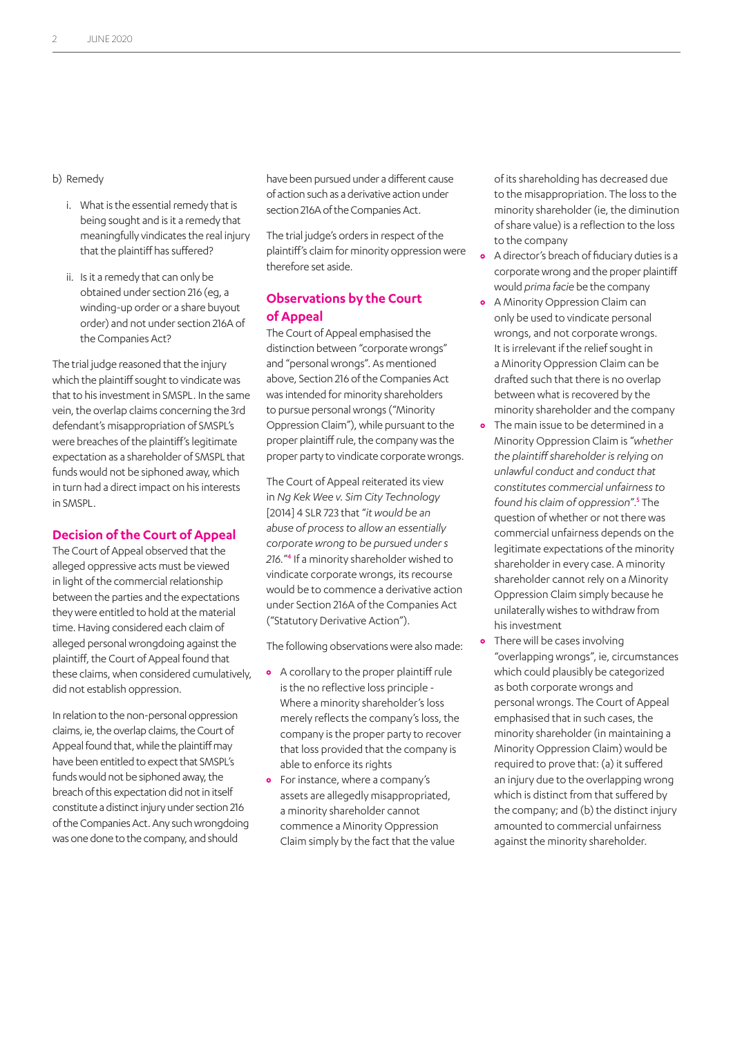b) Remedy

i. What is the essential remedy that is being sought and is it a remedy that meaningfully vindicates the real injury that the plaintiff has suffered?

ii. Is it a remedy that can only be obtained under section 216 (eg, a winding-up order or a share buyout order) and not under section 216A of the Companies Act?

The trial judge reasoned that the injury which the plaintiff sought to vindicate was that to his investment in SMSPL. In the same vein, the overlap claims concerning the 3rd defendant's misappropriation of SMSPL's were breaches of the plaintiff's legitimate expectation as a shareholder of SMSPL that funds would not be siphoned away, which in turn had a direct impact on his interests in SMSPL.

## Decision of the Court of Appeal

The Court of Appeal observed that the alleged oppressive acts must be viewed in light of the commercial relationship between the parties and the expectations they were entitled to hold at the material time. Having considered each claim of alleged personal wrongdoing against the plaintiff, the Court of Appeal found that these claims, when considered cumulatively, did not establish oppression.

In relation to the non-personal oppression claims, ie, the overlap claims, the Court of Appeal found that, while the plaintiff may have been entitled to expect that SMSPL's funds would not be siphoned away, the breach of this expectation did not in itself constitute a distinct injury under section 216 of the Companies Act. Any such wrongdoing was one done to the company, and should have been pursued under a different cause of action such as a derivative action under section 216A of the Companies Act.

The trial judge's orders in respect of the plaintiff's claim for minority oppression were therefore set aside.

## Observations by the Court of Appeal

The Court of Appeal emphasised the distinction between "corporate wrongs" and "personal wrongs". As mentioned above, Section 216 of the Companies Act was intended for minority shareholders to pursue personal wrongs ("Minority Oppression Claim"), while pursuant to the proper plaintiff rule, the company was the proper party to vindicate corporate wrongs.

The Court of Appeal reiterated its view in *Ng Kek Wee v. Sim City Technology* [2014] 4 SLR 723 that "*it would be an abuse of process to allow an essentially corporate wrong to be pursued under s 216.*"[4] If a minority shareholder wished to vindicate corporate wrongs, its recourse would be to commence a derivative action under Section 216A of the Companies Act ("Statutory Derivative Action").

The following observations were also made:

- A corollary to the proper plaintiff rule is the no reflective loss principle - Where a minority shareholder's loss merely reflects the company's loss, the company is the proper party to recover that loss provided that the company is able to enforce its rights
- For instance, where a company's assets are allegedly misappropriated, a minority shareholder cannot commence a Minority Oppression Claim simply by the fact that the value of its shareholding has decreased due to the misappropriation. The loss to the minority shareholder (ie, the diminution of share value) is a reflection to the loss to the company
- A director's breach of fiduciary duties is a corporate wrong and the proper plaintiff would *prima facie* be the company
- A Minority Oppression Claim can only be used to vindicate personal wrongs, and not corporate wrongs. It is irrelevant if the relief sought in a Minority Oppression Claim can be drafted such that there is no overlap between what is recovered by the minority shareholder and the company
- The main issue to be determined in a Minority Oppression Claim is "*whether the plaintiff shareholder is relying on unlawful conduct and conduct that constitutes commercial unfairness to found his claim of oppression*".[5] The question of whether or not there was commercial unfairness depends on the legitimate expectations of the minority shareholder in every case. A minority shareholder cannot rely on a Minority Oppression Claim simply because he unilaterally wishes to withdraw from his investment
- There will be cases involving "overlapping wrongs", ie, circumstances which could plausibly be categorized as both corporate wrongs and personal wrongs. The Court of Appeal emphasised that in such cases, the minority shareholder (in maintaining a Minority Oppression Claim) would be required to prove that: (a) it suffered an injury due to the overlapping wrong which is distinct from that suffered by the company; and (b) the distinct injury amounted to commercial unfairness against the minority shareholder.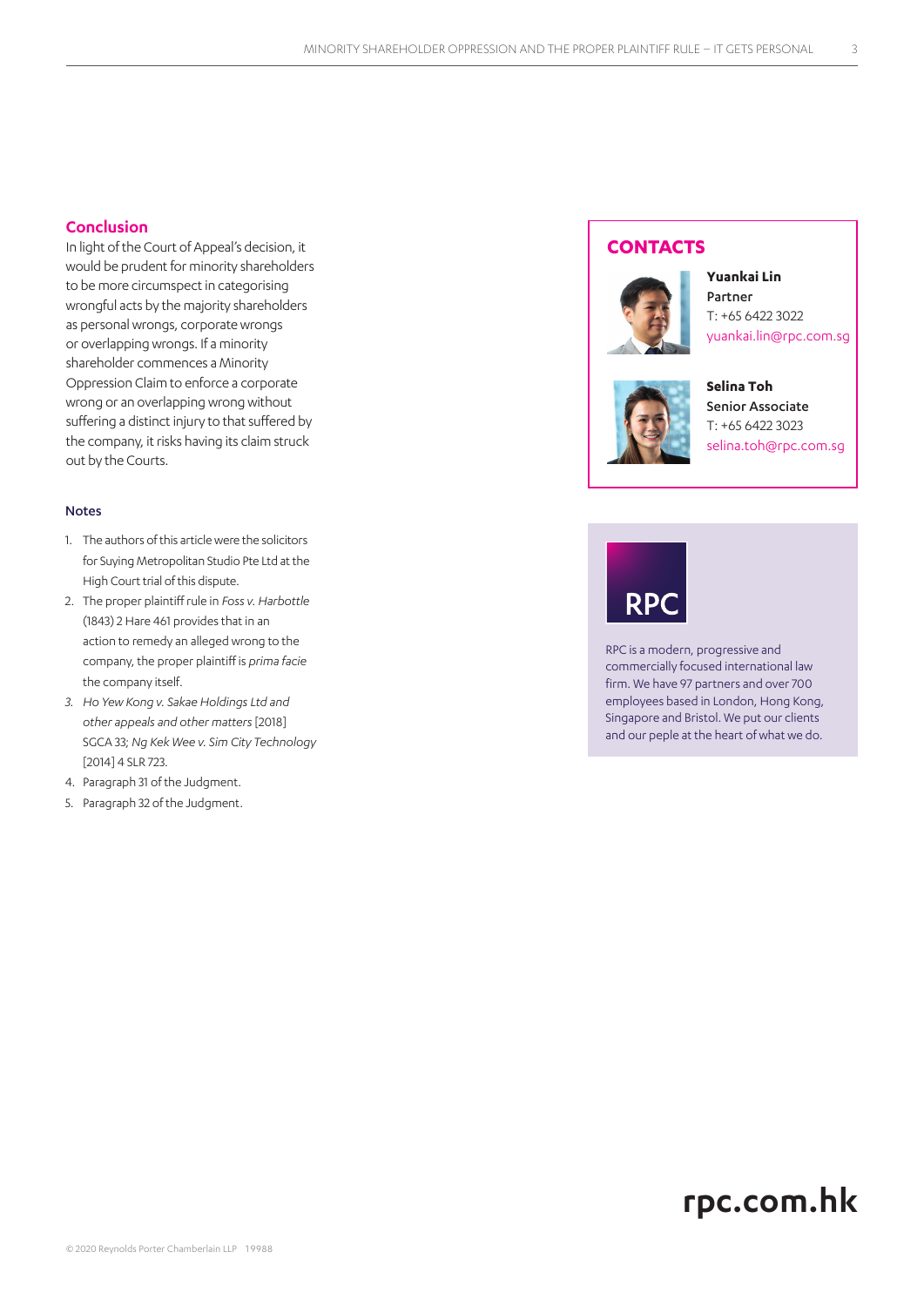## Conclusion

In light of the Court of Appeal's decision, it would be prudent for minority shareholders to be more circumspect in categorising wrongful acts by the majority shareholders as personal wrongs, corporate wrongs or overlapping wrongs. If a minority shareholder commences a Minority Oppression Claim to enforce a corporate wrong or an overlapping wrong without suffering a distinct injury to that suffered by the company, it risks having its claim struck out by the Courts.

### Notes

1. The authors of this article were the solicitors for Suying Metropolitan Studio Pte Ltd at the High Court trial of this dispute.
2. The proper plaintiff rule in *Foss v. Harbottle* (1843) 2 Hare 461 provides that in an action to remedy an alleged wrong to the company, the proper plaintiff is *prima facie* the company itself.
3. *Ho Yew Kong v. Sakae Holdings Ltd and other appeals and other matters* [2018] SGCA 33; *Ng Kek Wee v. Sim City Technology* [2014] 4 SLR 723.
4. Paragraph 31 of the Judgment.
5. Paragraph 32 of the Judgment.

## CONTACTS

**Yuankai Lin**
Partner
T: +65 6422 3022
yuankai.lin@rpc.com.sg

**Selina Toh**
Senior Associate
T: +65 6422 3023
selina.toh@rpc.com.sg

RPC

RPC is a modern, progressive and commercially focused international law firm. We have 97 partners and over 700 employees based in London, Hong Kong, Singapore and Bristol. We put our clients and our peple at the heart of what we do.

**rpc.com.hk**

© 2020 Reynolds Porter Chamberlain LLP 19988